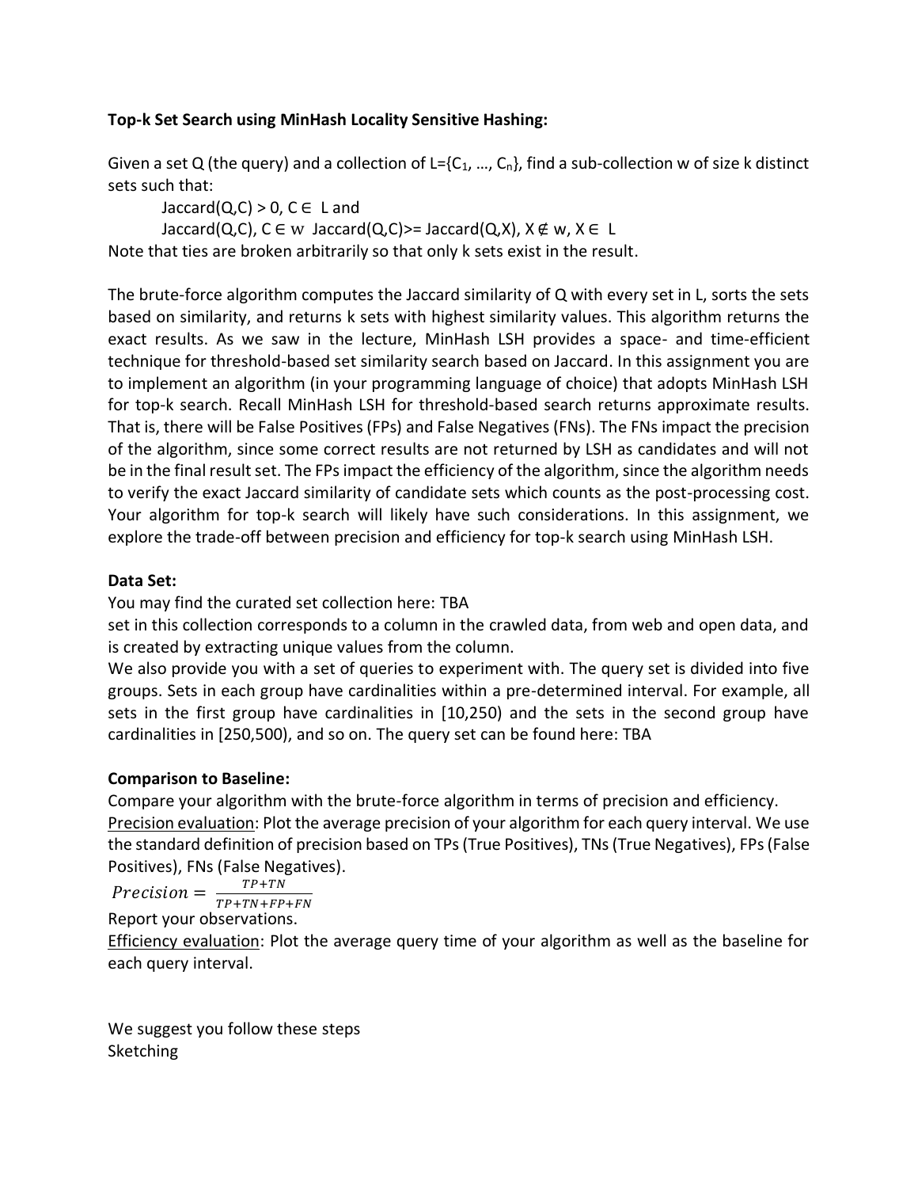**Top-k Set Search using MinHash Locality Sensitive Hashing:**

Given a set Q (the query) and a collection of $L=\{C_1, \ldots, C_n\}$, find a sub-collection w of size k distinct sets such that:

Jaccard(Q,C) > 0, $C \in L$ and

Jaccard(Q,C), $C \in w$ Jaccard(Q,C)>= Jaccard(Q,X), $X \notin w$, $X \in L$

Note that ties are broken arbitrarily so that only k sets exist in the result.

The brute-force algorithm computes the Jaccard similarity of Q with every set in L, sorts the sets based on similarity, and returns k sets with highest similarity values. This algorithm returns the exact results. As we saw in the lecture, MinHash LSH provides a space- and time-efficient technique for threshold-based set similarity search based on Jaccard. In this assignment you are to implement an algorithm (in your programming language of choice) that adopts MinHash LSH for top-k search. Recall MinHash LSH for threshold-based search returns approximate results. That is, there will be False Positives (FPs) and False Negatives (FNs). The FNs impact the precision of the algorithm, since some correct results are not returned by LSH as candidates and will not be in the final result set. The FPs impact the efficiency of the algorithm, since the algorithm needs to verify the exact Jaccard similarity of candidate sets which counts as the post-processing cost. Your algorithm for top-k search will likely have such considerations. In this assignment, we explore the trade-off between precision and efficiency for top-k search using MinHash LSH.

**Data Set:**

You may find the curated set collection here: TBA

set in this collection corresponds to a column in the crawled data, from web and open data, and is created by extracting unique values from the column.

We also provide you with a set of queries to experiment with. The query set is divided into five groups. Sets in each group have cardinalities within a pre-determined interval. For example, all sets in the first group have cardinalities in [10,250) and the sets in the second group have cardinalities in [250,500), and so on. The query set can be found here: TBA

**Comparison to Baseline:**

Compare your algorithm with the brute-force algorithm in terms of precision and efficiency.

Precision evaluation: Plot the average precision of your algorithm for each query interval. We use the standard definition of precision based on TPs (True Positives), TNs (True Negatives), FPs (False Positives), FNs (False Negatives).

$$Precision = \frac{TP+TN}{TP+TN+FP+FN}$$

Report your observations.

Efficiency evaluation: Plot the average query time of your algorithm as well as the baseline for each query interval.

We suggest you follow these steps

Sketching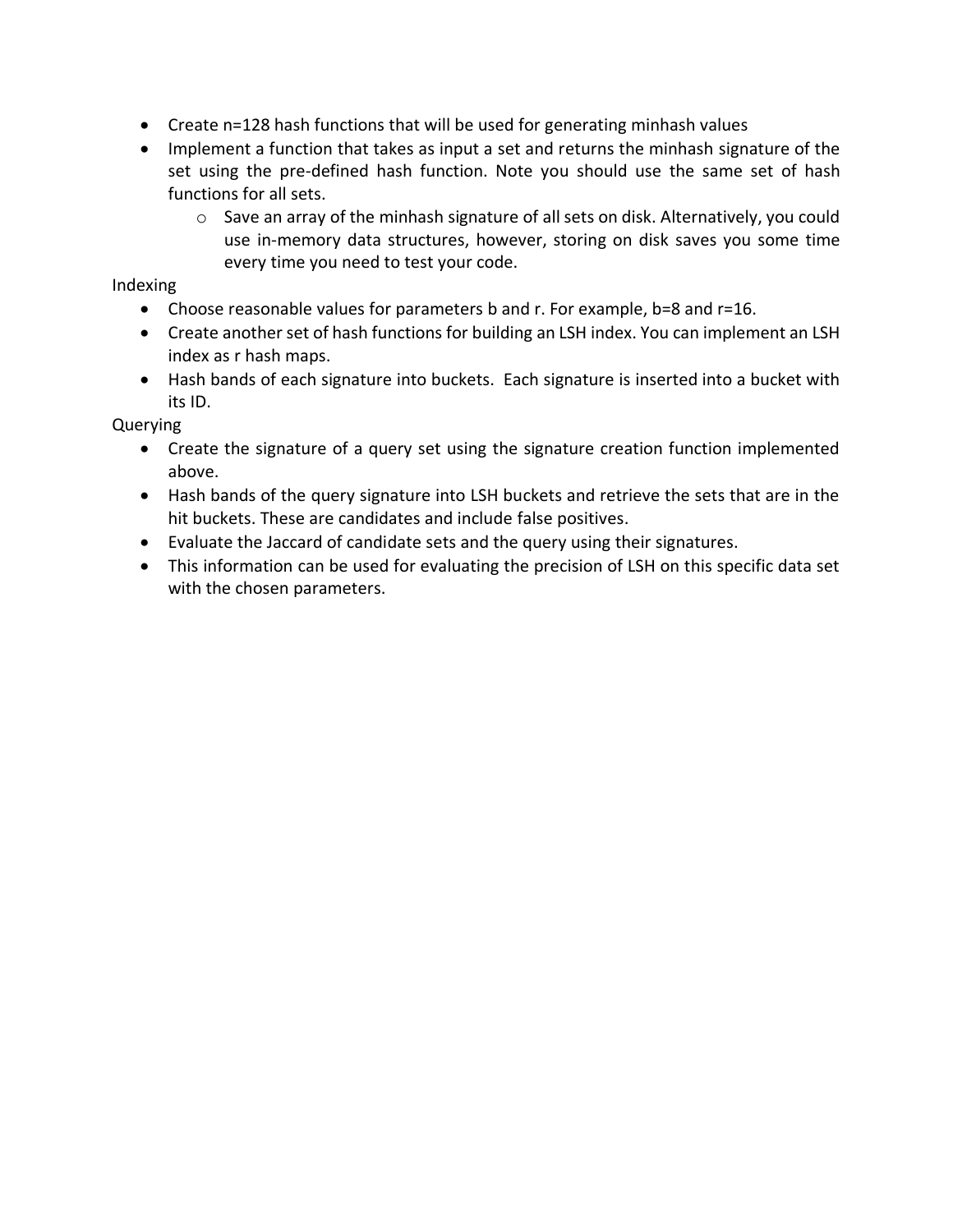- Create n=128 hash functions that will be used for generating minhash values
- Implement a function that takes as input a set and returns the minhash signature of the set using the pre-defined hash function. Note you should use the same set of hash functions for all sets.
  - Save an array of the minhash signature of all sets on disk. Alternatively, you could use in-memory data structures, however, storing on disk saves you some time every time you need to test your code.

Indexing

- Choose reasonable values for parameters b and r. For example, b=8 and r=16.
- Create another set of hash functions for building an LSH index. You can implement an LSH index as r hash maps.
- Hash bands of each signature into buckets. Each signature is inserted into a bucket with its ID.

Querying

- Create the signature of a query set using the signature creation function implemented above.
- Hash bands of the query signature into LSH buckets and retrieve the sets that are in the hit buckets. These are candidates and include false positives.
- Evaluate the Jaccard of candidate sets and the query using their signatures.
- This information can be used for evaluating the precision of LSH on this specific data set with the chosen parameters.